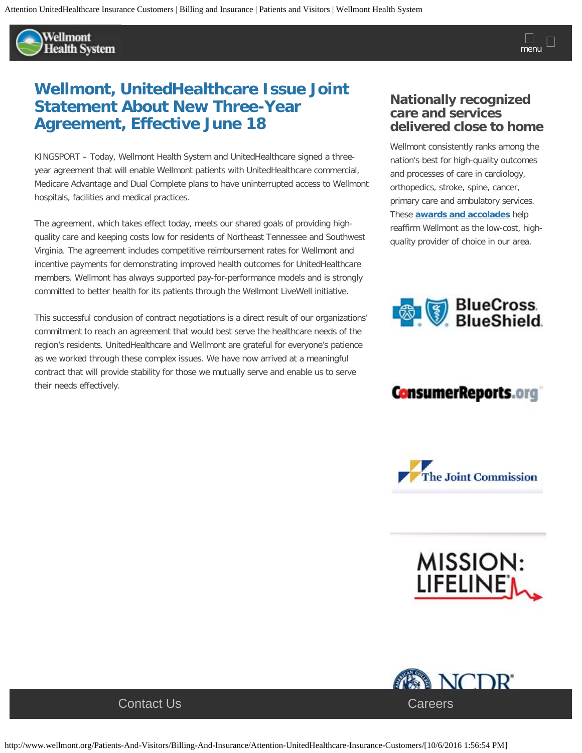# Wellmont, UnitedHealthcare Issue Joint Statement About New Three-Year Agreement, Effective June 18

KINGSPORT – Today, Wellmont Health System and UnitedHealthcare signed a three-year agreement that will enable Wellmont patients with UnitedHealthcare commercial, Medicare Advantage and Dual Complete plans to have uninterrupted access to Wellmont hospitals, facilities and medical practices.

The agreement, which takes effect today, meets our shared goals of providing high-quality care and keeping costs low for residents of Northeast Tennessee and Southwest Virginia. The agreement includes competitive reimbursement rates for Wellmont and incentive payments for demonstrating improved health outcomes for UnitedHealthcare members. Wellmont has always supported pay-for-performance models and is strongly committed to better health for its patients through the Wellmont LiveWell initiative.

This successful conclusion of contract negotiations is a direct result of our organizations' commitment to reach an agreement that would best serve the healthcare needs of the region's residents. UnitedHealthcare and Wellmont are grateful for everyone's patience as we worked through these complex issues. We have now arrived at a meaningful contract that will provide stability for those we mutually serve and enable us to serve their needs effectively.

## Nationally recognized care and services delivered close to home

Wellmont consistently ranks among the nation's best for high-quality outcomes and processes of care in cardiology, orthopedics, stroke, spine, cancer, primary care and ambulatory services. These **awards and accolades** help reaffirm Wellmont as the low-cost, high-quality provider of choice in our area.

BlueCross BlueShield

ConsumerReports.org

The Joint Commission

MISSION: LIFELINE

NCDR

Contact Us

Careers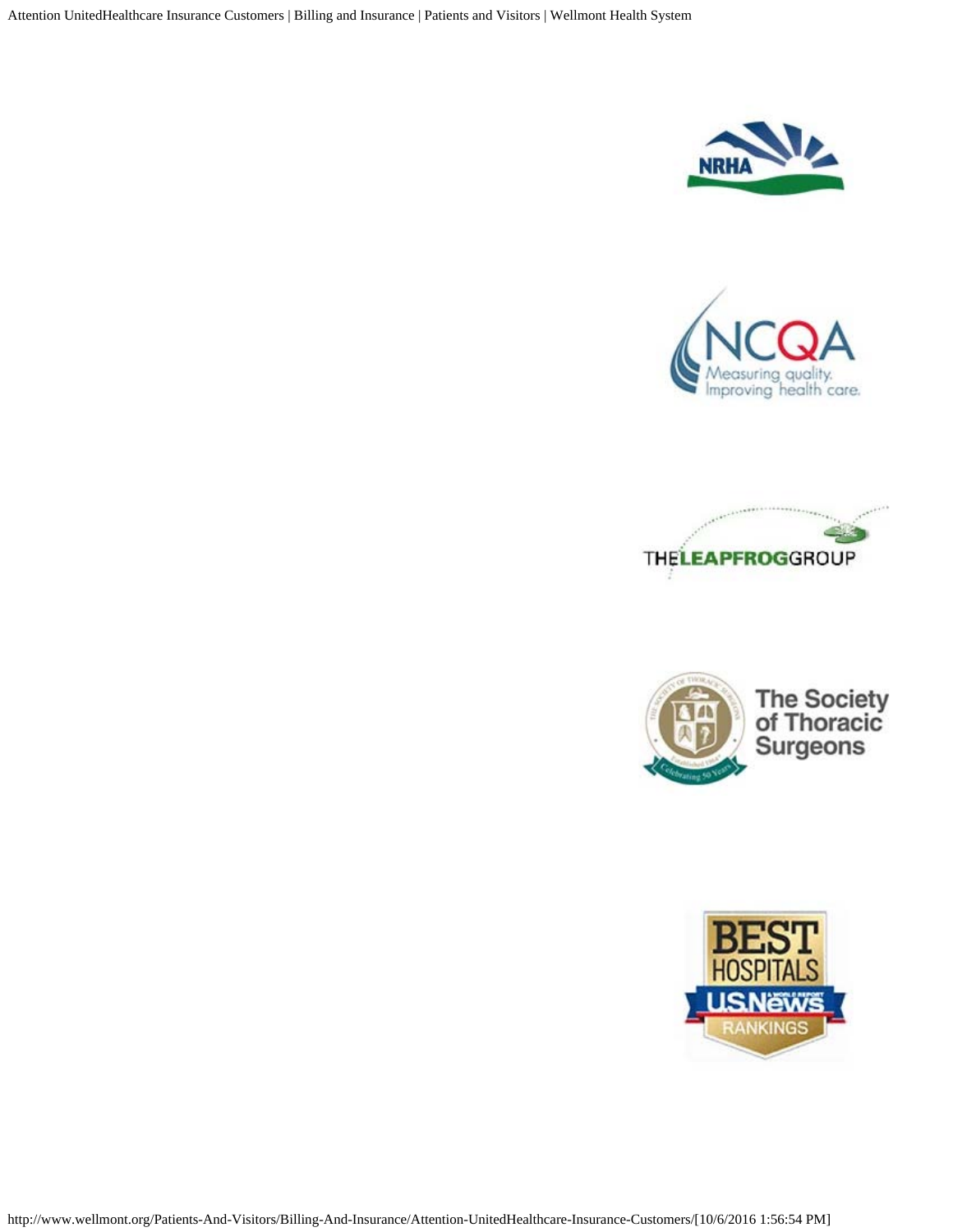NRHA

NCQA
Measuring quality.
Improving health care.

THE LEAPFROG GROUP

The Society of Thoracic Surgeons

BEST HOSPITALS
U.S. News & World Report
RANKINGS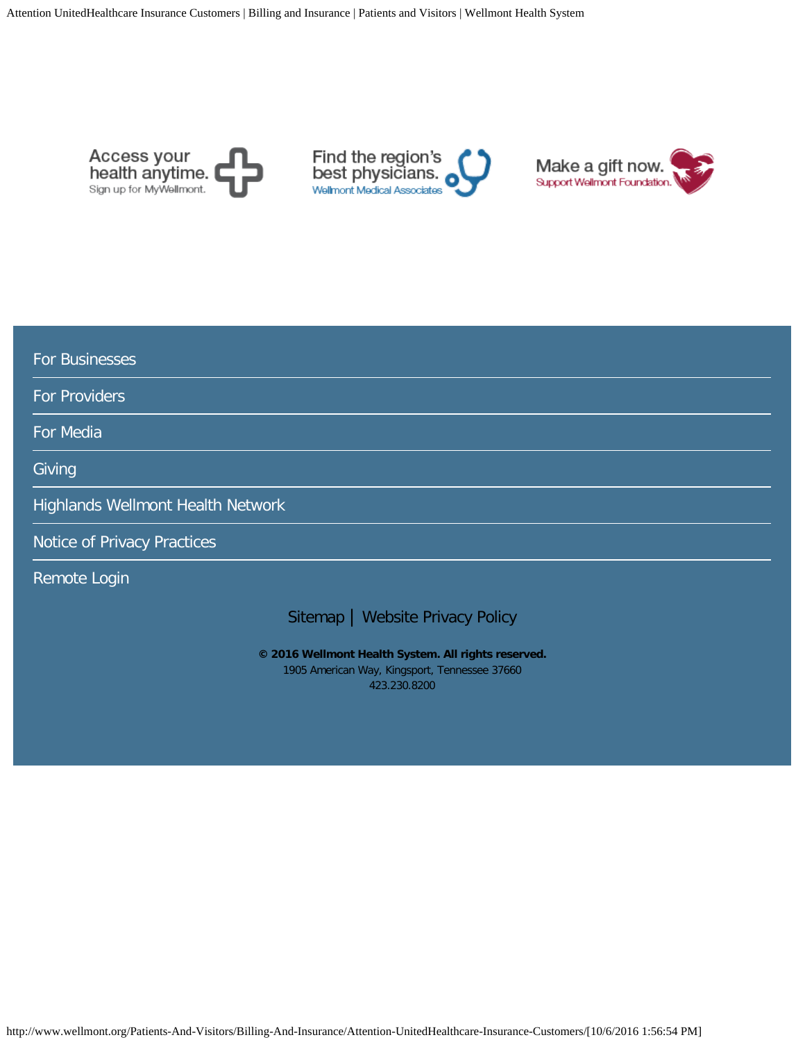Access your health anytime.
Sign up for MyWellmont.

Find the region's best physicians.
Wellmont Medical Associates

Make a gift now.
Support Wellmont Foundation.

- For Businesses
- For Providers
- For Media
- Giving
- Highlands Wellmont Health Network
- Notice of Privacy Practices
- Remote Login

Sitemap | Website Privacy Policy

**© 2016 Wellmont Health System. All rights reserved.**
1905 American Way, Kingsport, Tennessee 37660
423.230.8200